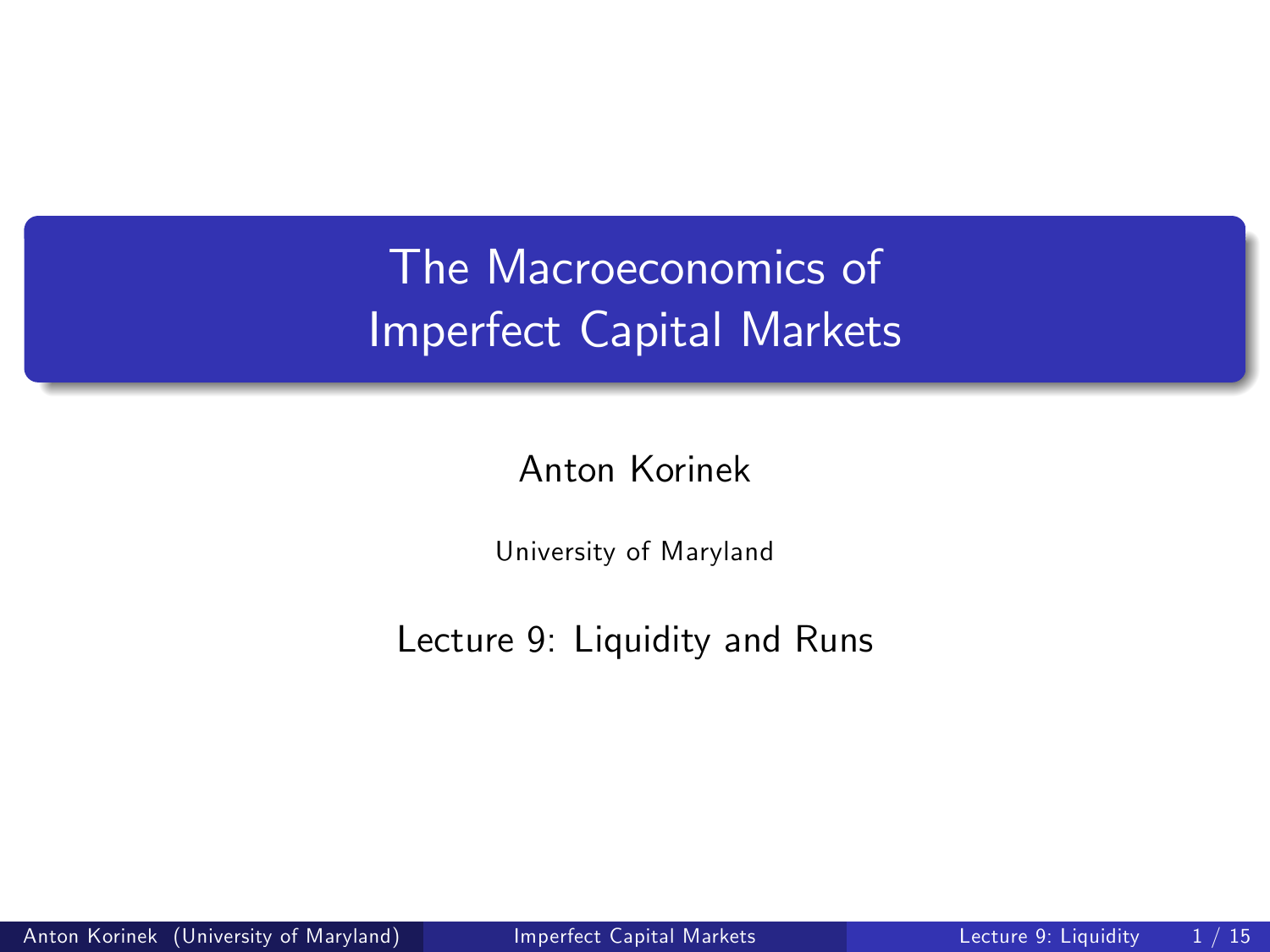# The Macroeconomics of Imperfect Capital Markets

Anton Korinek

University of Maryland

Lecture 9: Liquidity and Runs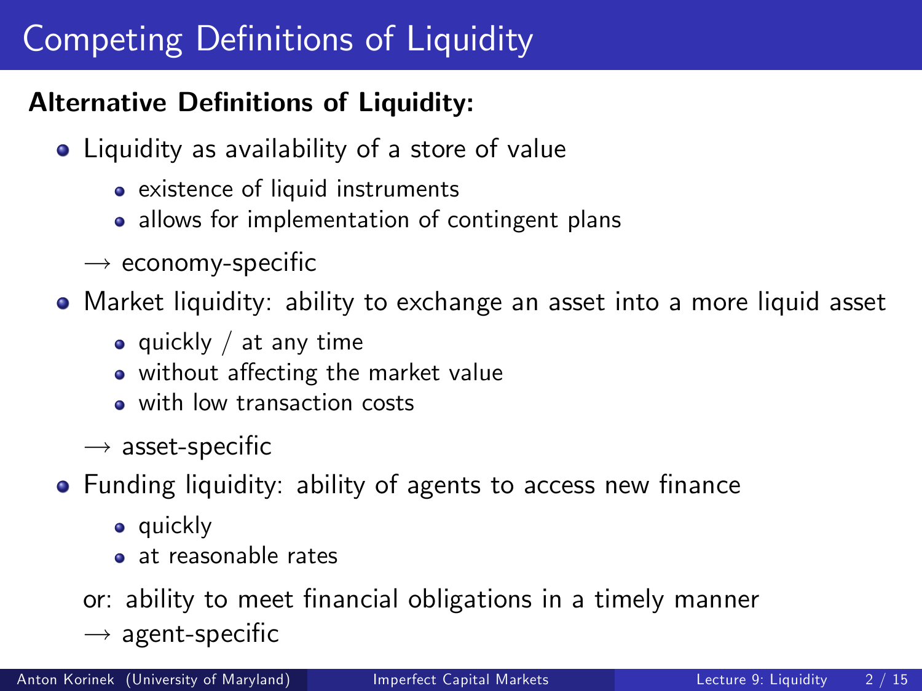# Competing Definitions of Liquidity

**Alternative Definitions of Liquidity:**

- Liquidity as availability of a store of value
  - existence of liquid instruments
  - allows for implementation of contingent plans

  $\rightarrow$ economy-specific

- Market liquidity: ability to exchange an asset into a more liquid asset
  - quickly / at any time
  - without affecting the market value
  - with low transaction costs

  $\rightarrow$ asset-specific

- Funding liquidity: ability of agents to access new finance
  - quickly
  - at reasonable rates

  or: ability to meet financial obligations in a timely manner

  $\rightarrow$ agent-specific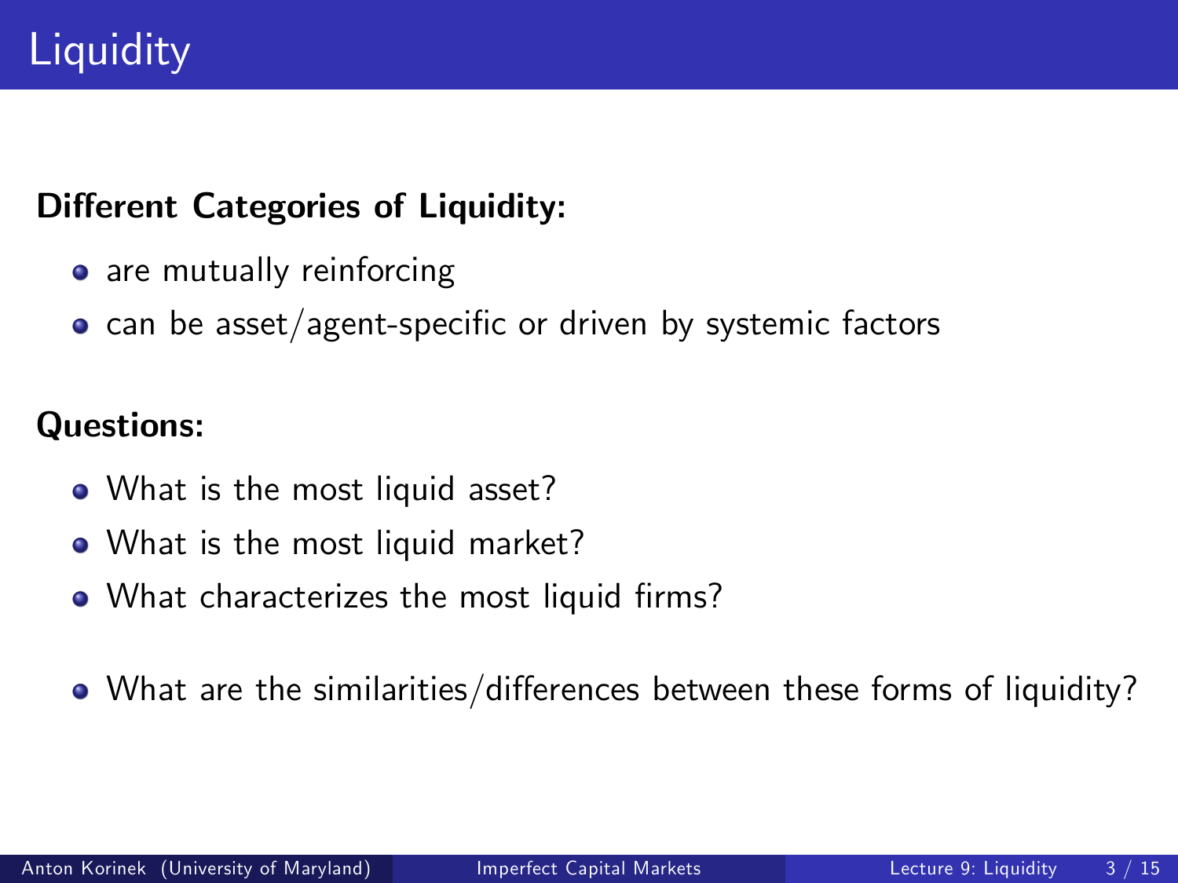# Liquidity

**Different Categories of Liquidity:**

- are mutually reinforcing
- can be asset/agent-specific or driven by systemic factors

**Questions:**

- What is the most liquid asset?
- What is the most liquid market?
- What characterizes the most liquid firms?

- What are the similarities/differences between these forms of liquidity?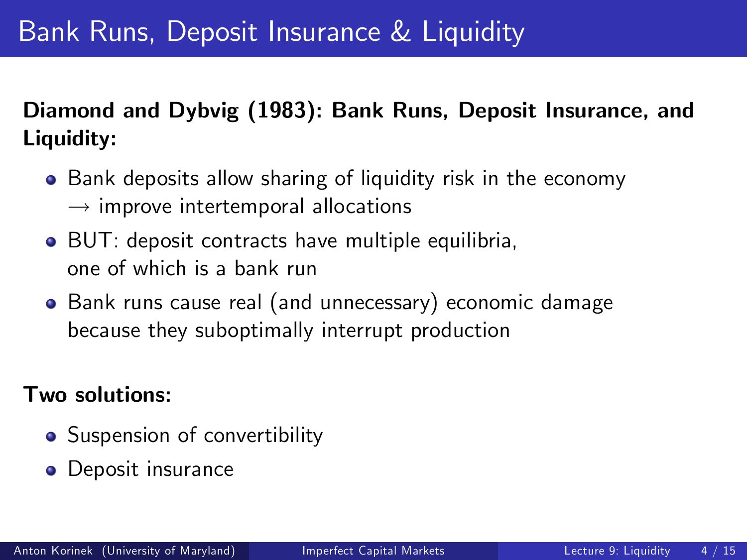# Bank Runs, Deposit Insurance & Liquidity

**Diamond and Dybvig (1983): Bank Runs, Deposit Insurance, and Liquidity:**

- Bank deposits allow sharing of liquidity risk in the economy
  $\rightarrow$ improve intertemporal allocations
- BUT: deposit contracts have multiple equilibria, one of which is a bank run
- Bank runs cause real (and unnecessary) economic damage because they suboptimally interrupt production

**Two solutions:**

- Suspension of convertibility
- Deposit insurance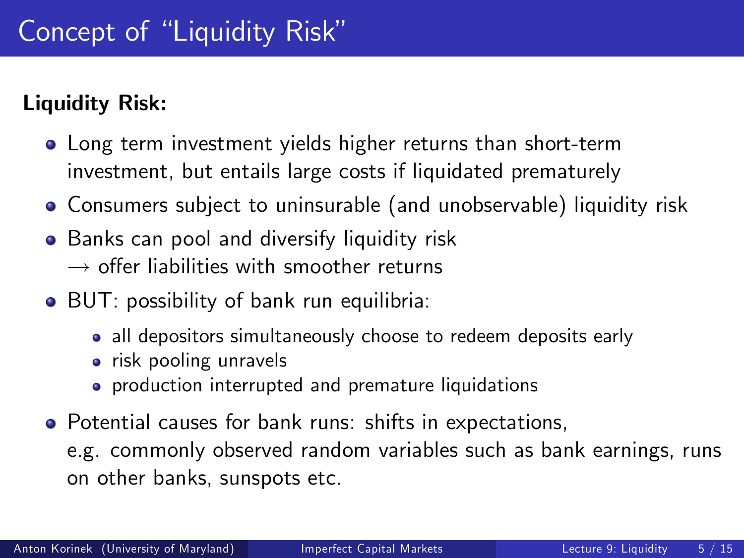# Concept of "Liquidity Risk"

**Liquidity Risk:**

- Long term investment yields higher returns than short-term investment, but entails large costs if liquidated prematurely
- Consumers subject to uninsurable (and unobservable) liquidity risk
- Banks can pool and diversify liquidity risk
  $\rightarrow$ offer liabilities with smoother returns
- BUT: possibility of bank run equilibria:
  - all depositors simultaneously choose to redeem deposits early
  - risk pooling unravels
  - production interrupted and premature liquidations
- Potential causes for bank runs: shifts in expectations, e.g. commonly observed random variables such as bank earnings, runs on other banks, sunspots etc.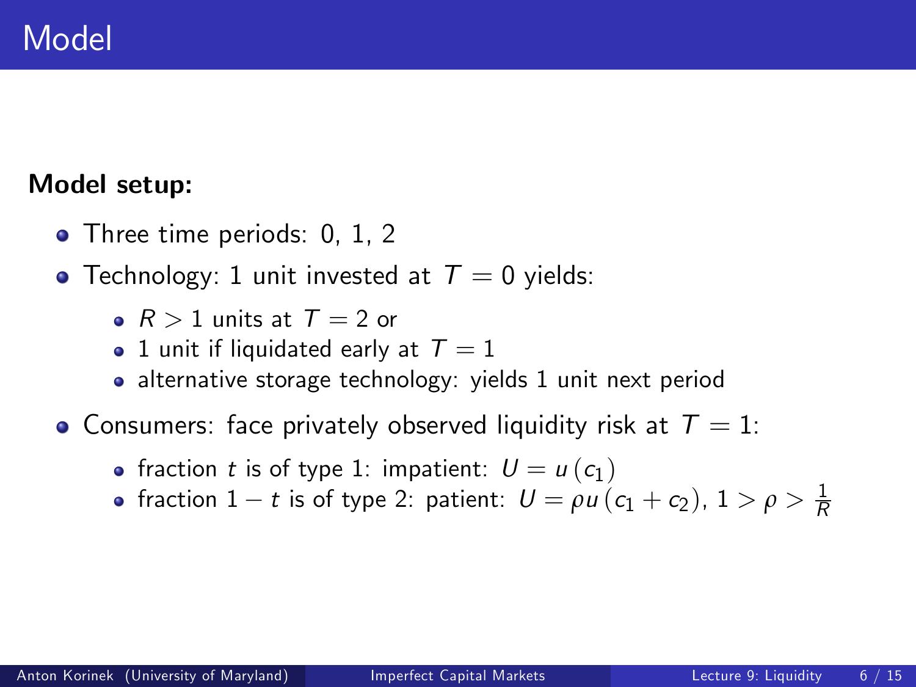# Model

**Model setup:**

- Three time periods: 0, 1, 2
- Technology: 1 unit invested at $T = 0$ yields:
  - $R > 1$ units at $T = 2$ or
  - 1 unit if liquidated early at $T = 1$
  - alternative storage technology: yields 1 unit next period
- Consumers: face privately observed liquidity risk at $T = 1$:
  - fraction $t$ is of type 1: impatient: $U = u(c_1)$
  - fraction $1 - t$ is of type 2: patient: $U = \rho u(c_1 + c_2)$, $1 > \rho > \frac{1}{R}$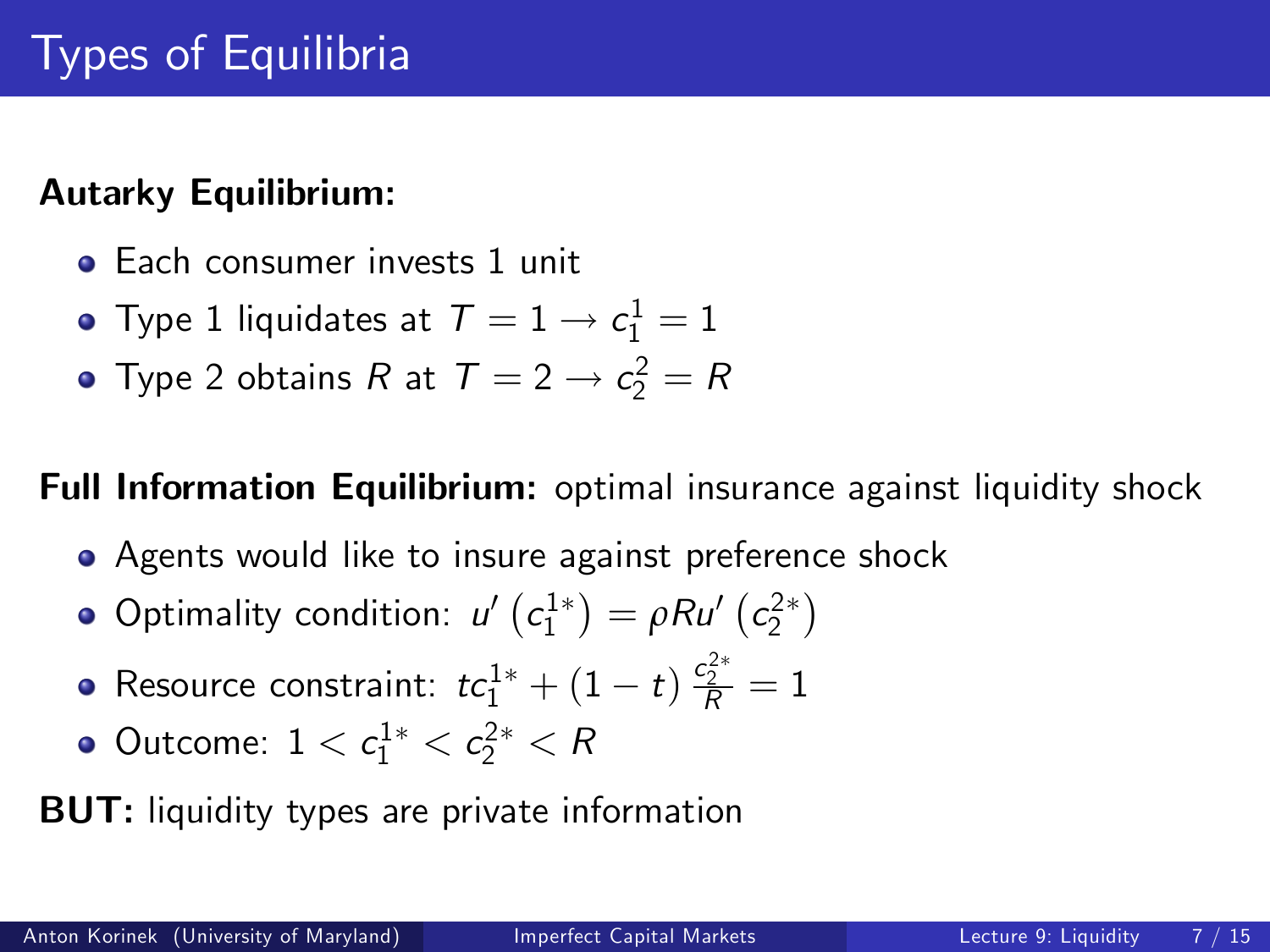# Types of Equilibria

**Autarky Equilibrium:**

- Each consumer invests 1 unit
- Type 1 liquidates at $T = 1 \rightarrow c_1^1 = 1$
- Type 2 obtains $R$ at $T = 2 \rightarrow c_2^2 = R$

**Full Information Equilibrium:** optimal insurance against liquidity shock

- Agents would like to insure against preference shock
- Optimality condition: $u'\left(c_1^{1*}\right) = \rho R u'\left(c_2^{2*}\right)$
- Resource constraint: $t c_1^{1*} + (1 - t) \frac{c_2^{2*}}{R} = 1$
- Outcome: $1 < c_1^{1*} < c_2^{2*} < R$

**BUT:** liquidity types are private information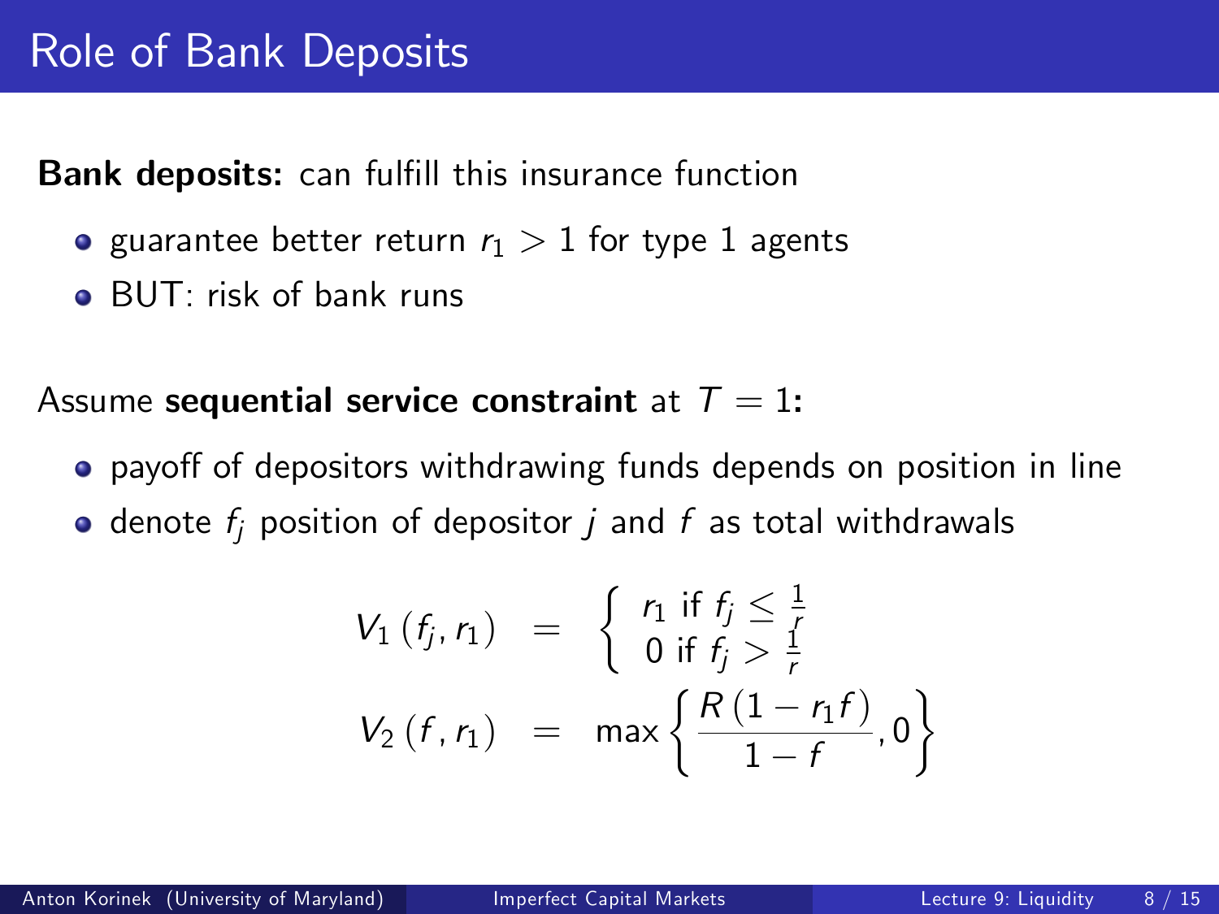# Role of Bank Deposits

**Bank deposits:** can fulfill this insurance function

- guarantee better return $r_1 > 1$ for type 1 agents
- BUT: risk of bank runs

Assume **sequential service constraint** at $T = 1$**:**

- payoff of depositors withdrawing funds depends on position in line
- denote $f_j$ position of depositor $j$ and $f$ as total withdrawals

$$
\begin{aligned}
V_1(f_j, r_1) &= \begin{cases} r_1 \text{ if } f_j \leq \frac{1}{r} \\ 0 \text{ if } f_j > \frac{1}{r} \end{cases} \\
V_2(f, r_1) &= \max\left\{ \frac{R(1 - r_1 f)}{1 - f}, 0 \right\}
\end{aligned}
$$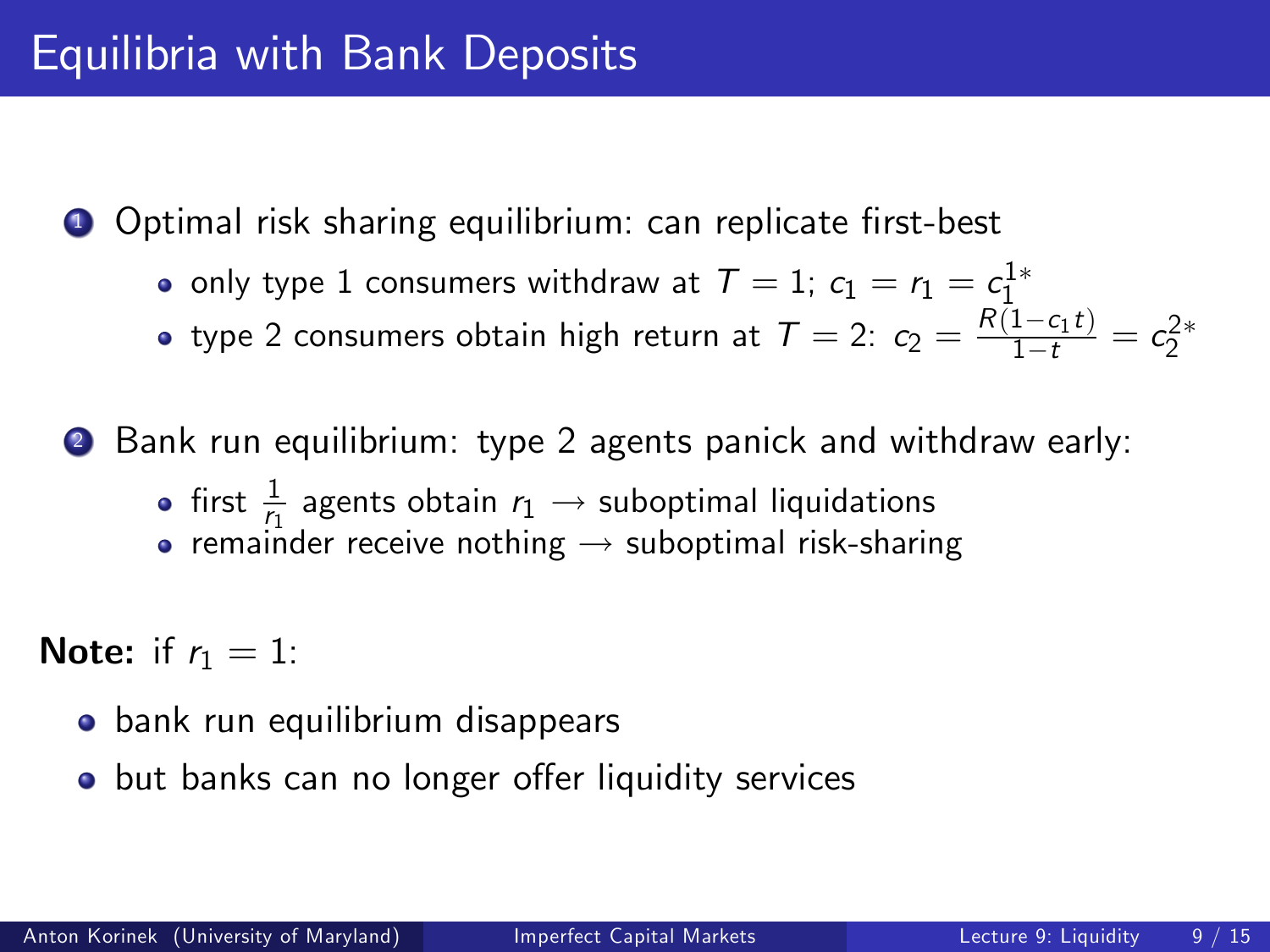# Equilibria with Bank Deposits

1. Optimal risk sharing equilibrium: can replicate first-best
   - only type 1 consumers withdraw at $T = 1$; $c_1 = r_1 = c_1^{1*}$
   - type 2 consumers obtain high return at $T = 2$: $c_2 = \frac{R(1-c_1 t)}{1-t} = c_2^{2*}$

2. Bank run equilibrium: type 2 agents panick and withdraw early:
   - first $\frac{1}{r_1}$ agents obtain $r_1$ $\rightarrow$ suboptimal liquidations
   - remainder receive nothing $\rightarrow$ suboptimal risk-sharing

**Note:** if $r_1 = 1$:

- bank run equilibrium disappears
- but banks can no longer offer liquidity services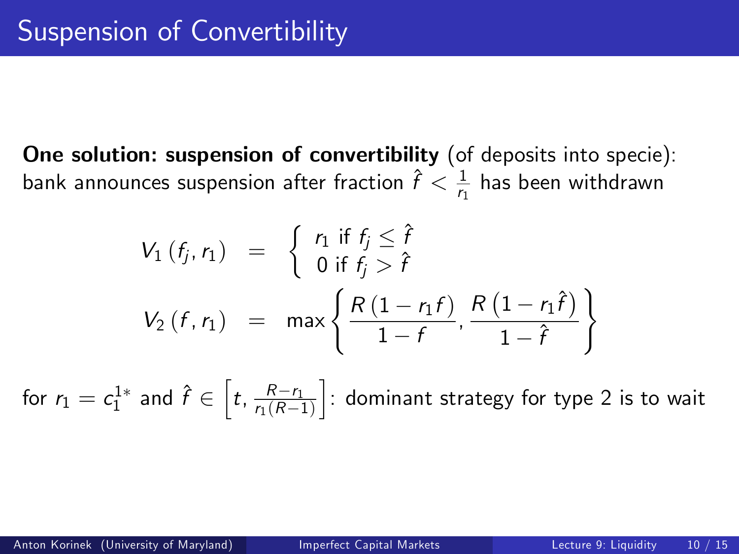# Suspension of Convertibility

**One solution: suspension of convertibility** (of deposits into specie): bank announces suspension after fraction $\hat{f} < \frac{1}{r_1}$ has been withdrawn

$$
\begin{aligned}
V_1(f_j, r_1) &= \begin{cases} r_1 \text{ if } f_j \leq \hat{f} \\ 0 \text{ if } f_j > \hat{f} \end{cases} \\
V_2(f, r_1) &= \max \left\{ \frac{R(1 - r_1 f)}{1 - f}, \frac{R\left(1 - r_1 \hat{f}\right)}{1 - \hat{f}} \right\}
\end{aligned}
$$

for $r_1 = c_1^{1*}$ and $\hat{f} \in \left[ t, \frac{R - r_1}{r_1 (R - 1)} \right]$: dominant strategy for type 2 is to wait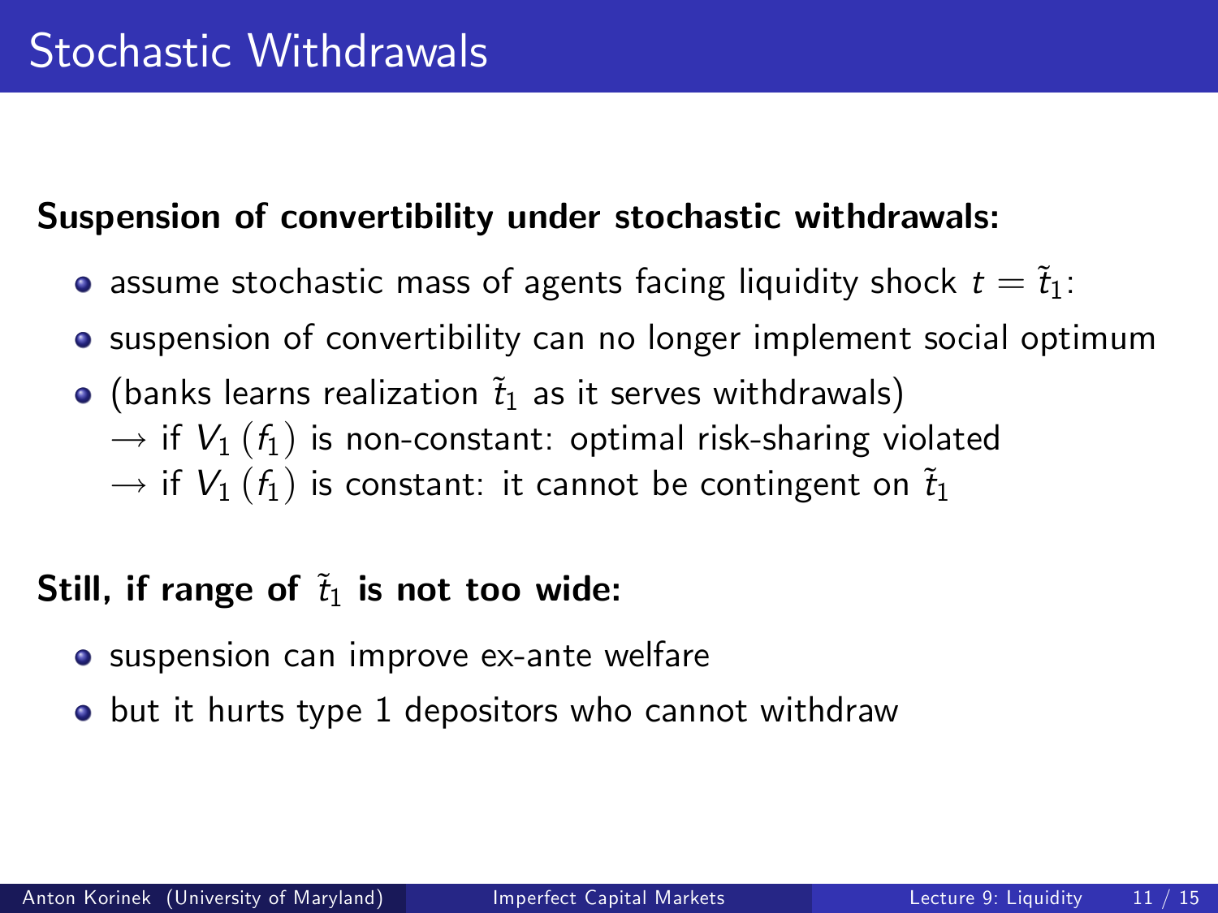# Stochastic Withdrawals

**Suspension of convertibility under stochastic withdrawals:**

- assume stochastic mass of agents facing liquidity shock $t = \tilde{t}_1$:
- suspension of convertibility can no longer implement social optimum
- (banks learns realization $\tilde{t}_1$ as it serves withdrawals)
  $\rightarrow$ if $V_1(f_1)$ is non-constant: optimal risk-sharing violated
  $\rightarrow$ if $V_1(f_1)$ is constant: it cannot be contingent on $\tilde{t}_1$

**Still, if range of $\tilde{t}_1$ is not too wide:**

- suspension can improve ex-ante welfare
- but it hurts type 1 depositors who cannot withdraw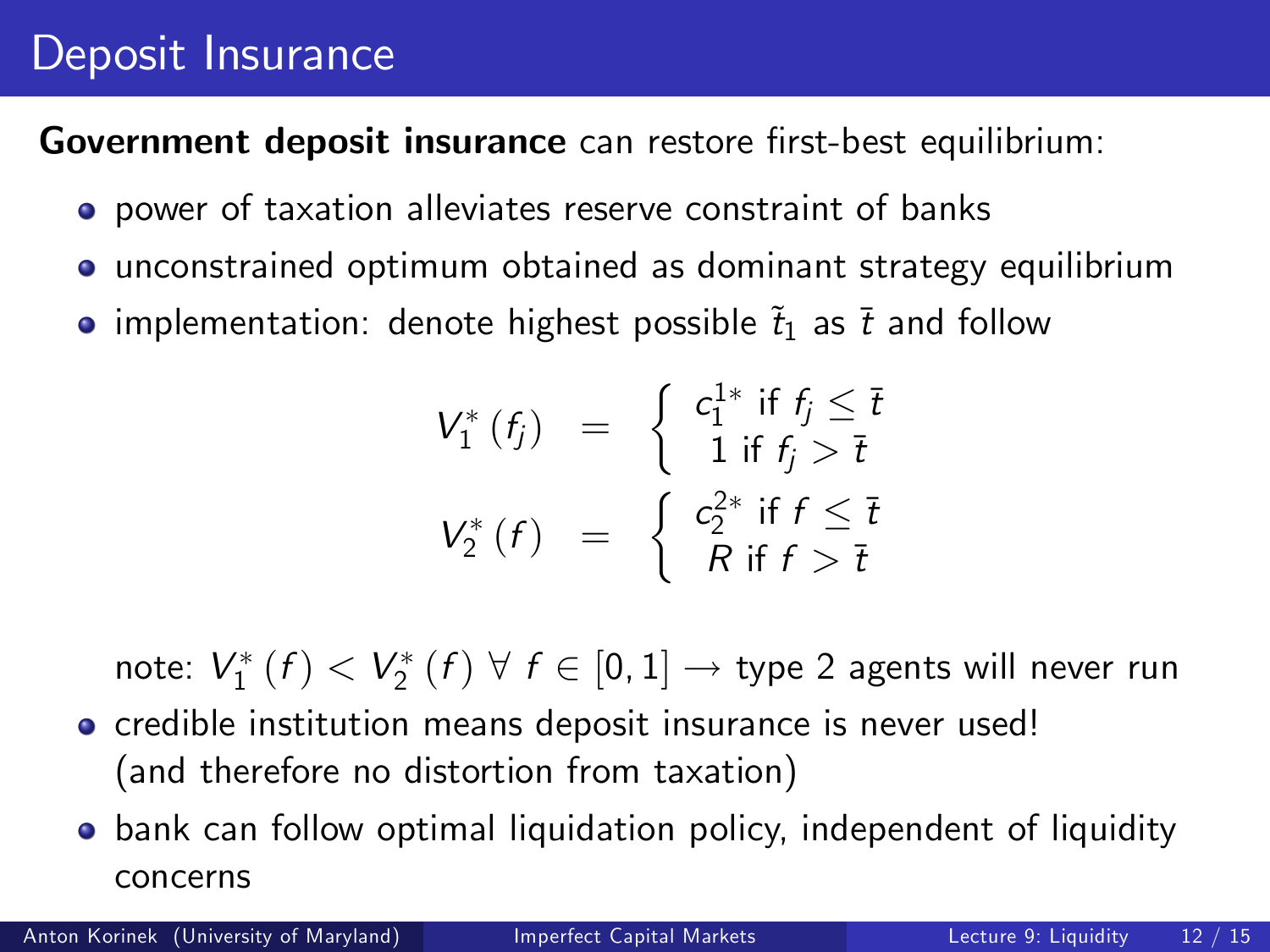# Deposit Insurance

**Government deposit insurance** can restore first-best equilibrium:

- power of taxation alleviates reserve constraint of banks
- unconstrained optimum obtained as dominant strategy equilibrium
- implementation: denote highest possible $\tilde{t}_1$ as $\bar{t}$ and follow

$$V_1^*(f_j) = \begin{cases} c_1^{1*} \text{ if } f_j \leq \bar{t} \\ 1 \text{ if } f_j > \bar{t} \end{cases}$$

$$V_2^*(f) = \begin{cases} c_2^{2*} \text{ if } f \leq \bar{t} \\ R \text{ if } f > \bar{t} \end{cases}$$

  note: $V_1^*(f) < V_2^*(f) \; \forall \; f \in [0,1] \rightarrow$ type 2 agents will never run

- credible institution means deposit insurance is never used! (and therefore no distortion from taxation)
- bank can follow optimal liquidation policy, independent of liquidity concerns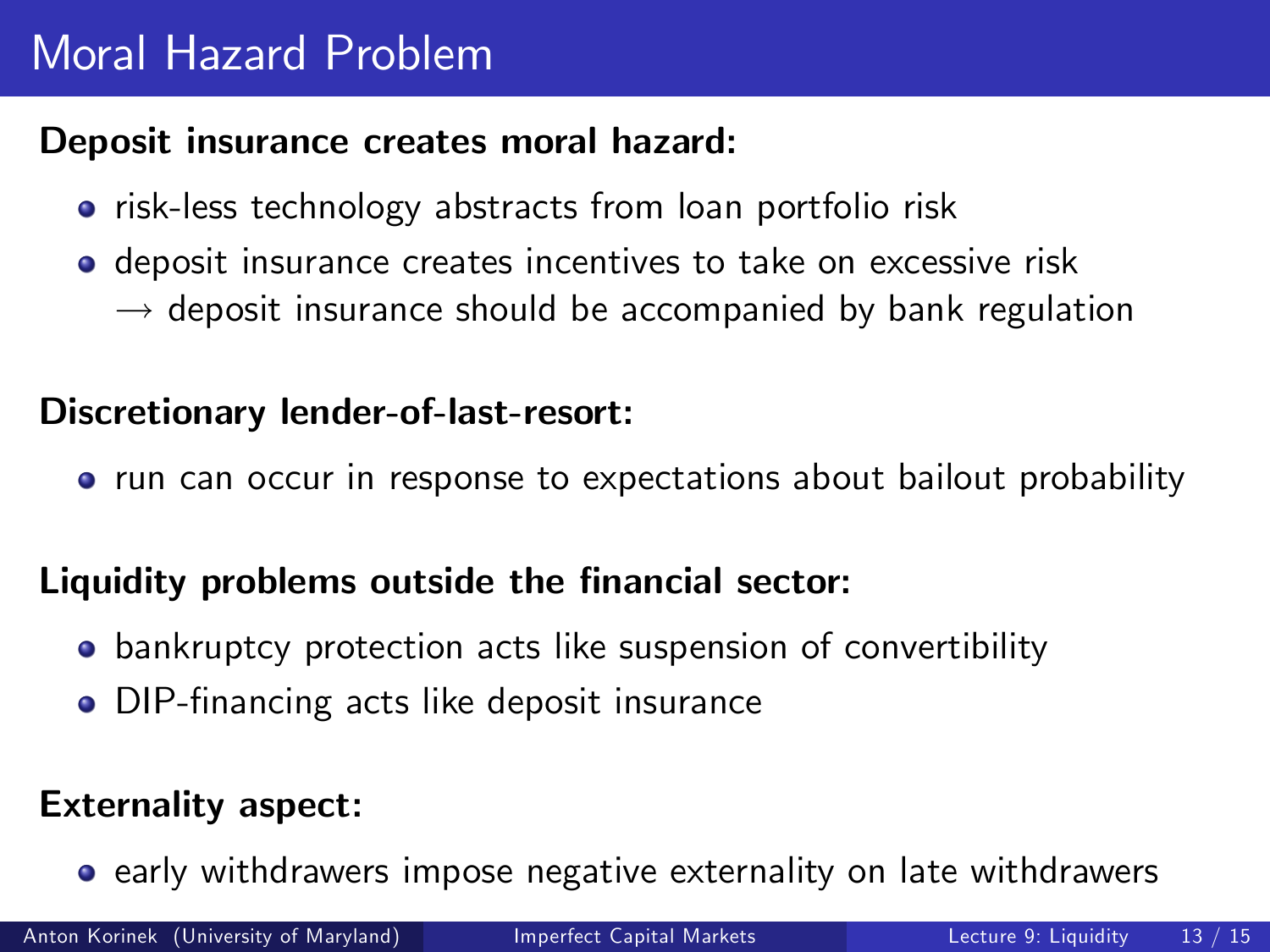# Moral Hazard Problem

**Deposit insurance creates moral hazard:**

- risk-less technology abstracts from loan portfolio risk
- deposit insurance creates incentives to take on excessive risk
  $\rightarrow$ deposit insurance should be accompanied by bank regulation

**Discretionary lender-of-last-resort:**

- run can occur in response to expectations about bailout probability

**Liquidity problems outside the financial sector:**

- bankruptcy protection acts like suspension of convertibility
- DIP-financing acts like deposit insurance

**Externality aspect:**

- early withdrawers impose negative externality on late withdrawers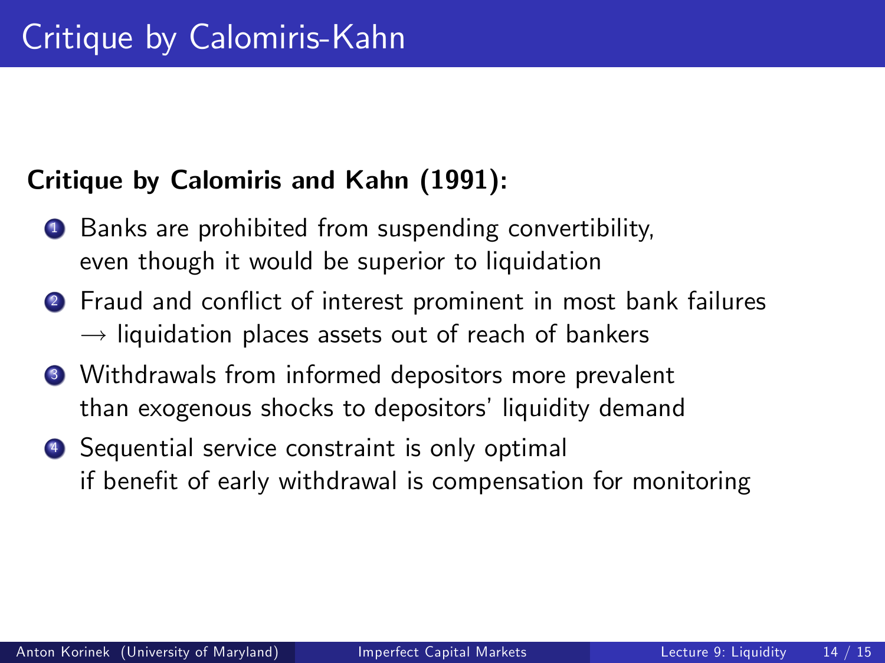# Critique by Calomiris-Kahn

**Critique by Calomiris and Kahn (1991):**

1. Banks are prohibited from suspending convertibility, even though it would be superior to liquidation
2. Fraud and conflict of interest prominent in most bank failures $\rightarrow$ liquidation places assets out of reach of bankers
3. Withdrawals from informed depositors more prevalent than exogenous shocks to depositors' liquidity demand
4. Sequential service constraint is only optimal if benefit of early withdrawal is compensation for monitoring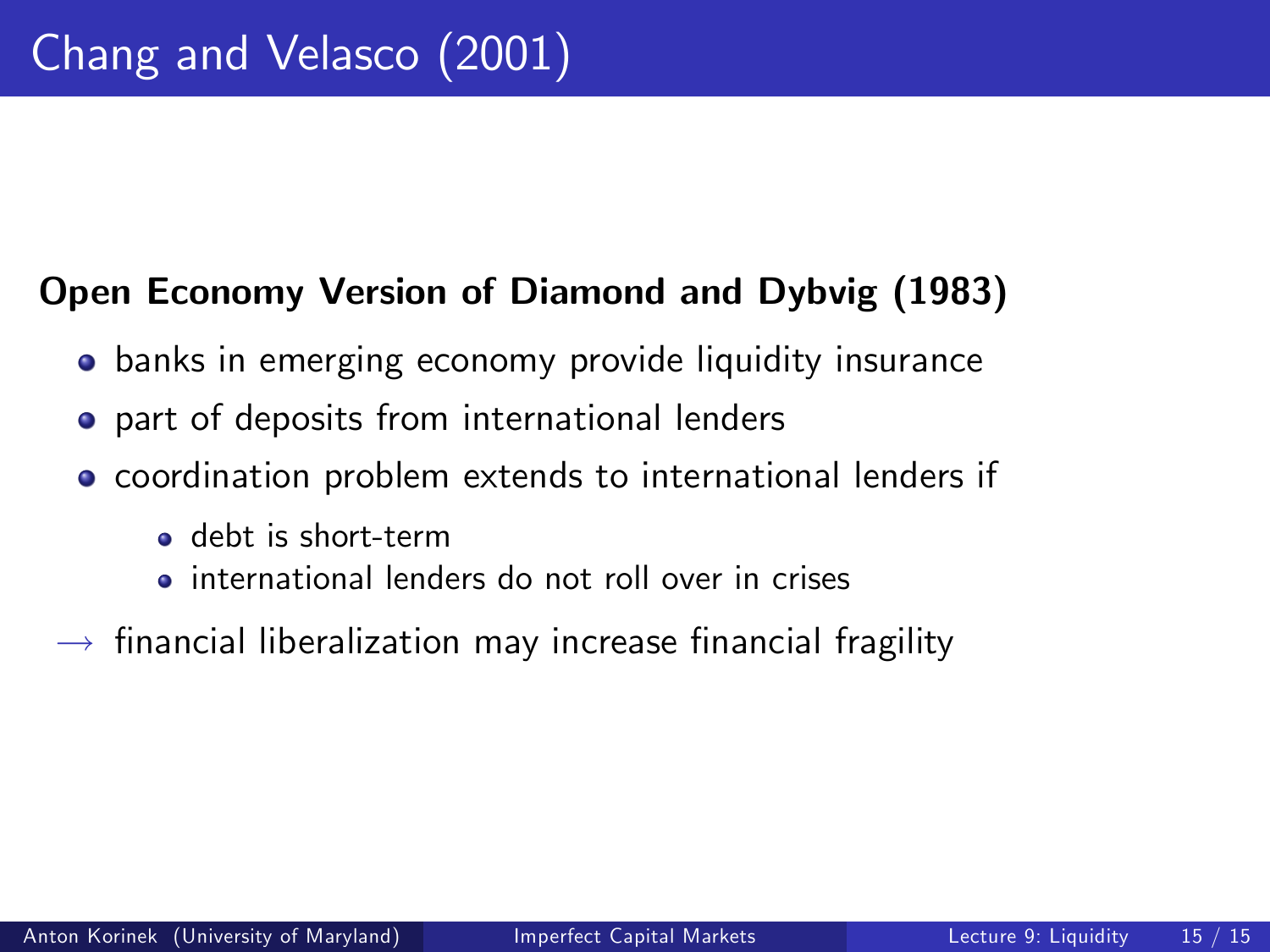# Chang and Velasco (2001)

**Open Economy Version of Diamond and Dybvig (1983)**

- banks in emerging economy provide liquidity insurance
- part of deposits from international lenders
- coordination problem extends to international lenders if
  - debt is short-term
  - international lenders do not roll over in crises

$\longrightarrow$ financial liberalization may increase financial fragility